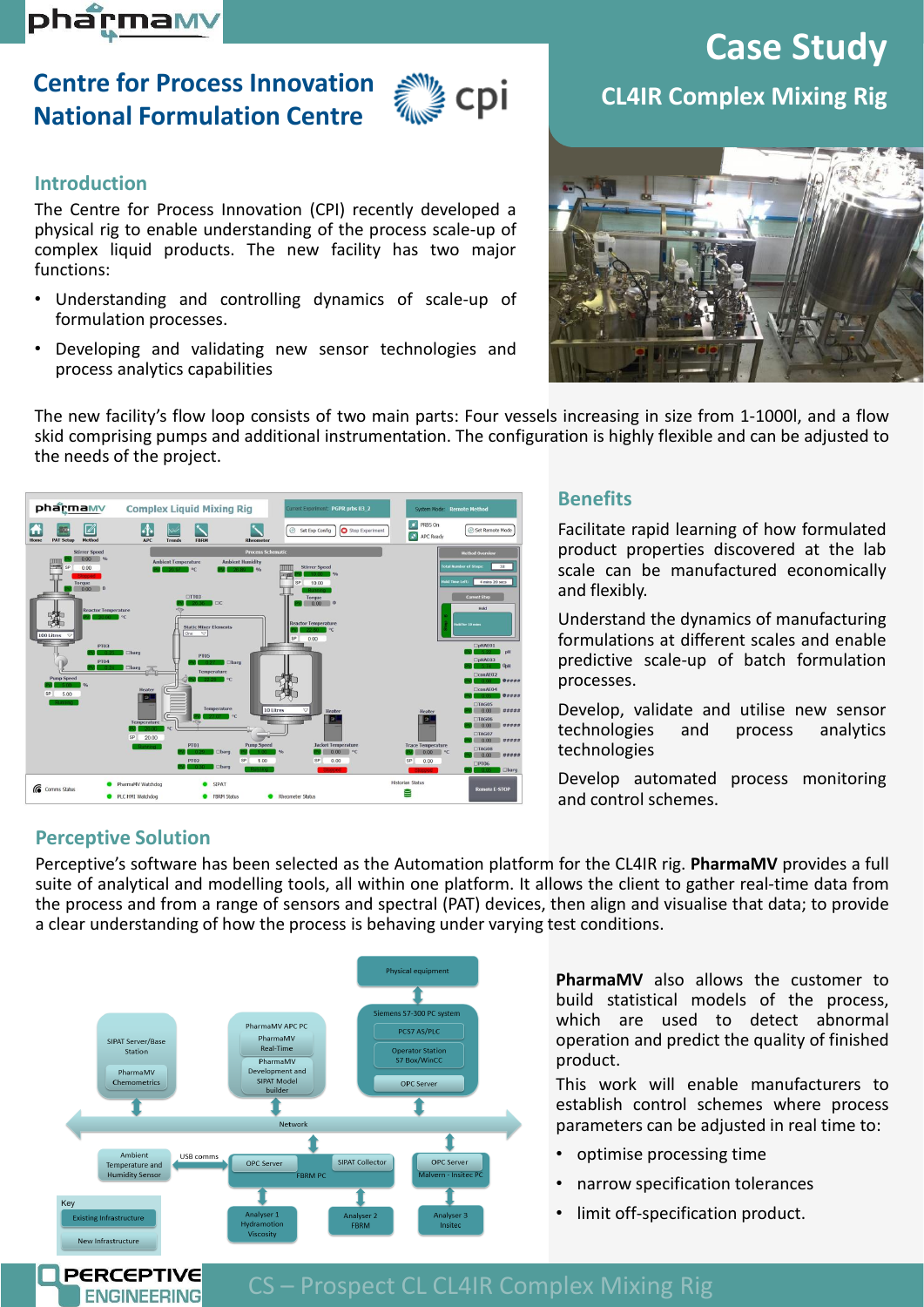# Case Study

## CL4IR Complex Mixing Rig

## Centre for Process Innovation
## National Formulation Centre

### Introduction

The Centre for Process Innovation (CPI) recently developed a physical rig to enable understanding of the process scale-up of complex liquid products. The new facility has two major functions:

- Understanding and controlling dynamics of scale-up of formulation processes.
- Developing and validating new sensor technologies and process analytics capabilities

The new facility's flow loop consists of two main parts: Four vessels increasing in size from 1-1000l, and a flow skid comprising pumps and additional instrumentation. The configuration is highly flexible and can be adjusted to the needs of the project.

### Benefits

Facilitate rapid learning of how formulated product properties discovered at the lab scale can be manufactured economically and flexibly.

Understand the dynamics of manufacturing formulations at different scales and enable predictive scale-up of batch formulation processes.

Develop, validate and utilise new sensor technologies and process analytics technologies

Develop automated process monitoring and control schemes.

### Perceptive Solution

Perceptive's software has been selected as the Automation platform for the CL4IR rig. **PharmaMV** provides a full suite of analytical and modelling tools, all within one platform. It allows the client to gather real-time data from the process and from a range of sensors and spectral (PAT) devices, then align and visualise that data; to provide a clear understanding of how the process is behaving under varying test conditions.

**PharmaMV** also allows the customer to build statistical models of the process, which are used to detect abnormal operation and predict the quality of finished product.

This work will enable manufacturers to establish control schemes where process parameters can be adjusted in real time to:

- optimise processing time
- narrow specification tolerances
- limit off-specification product.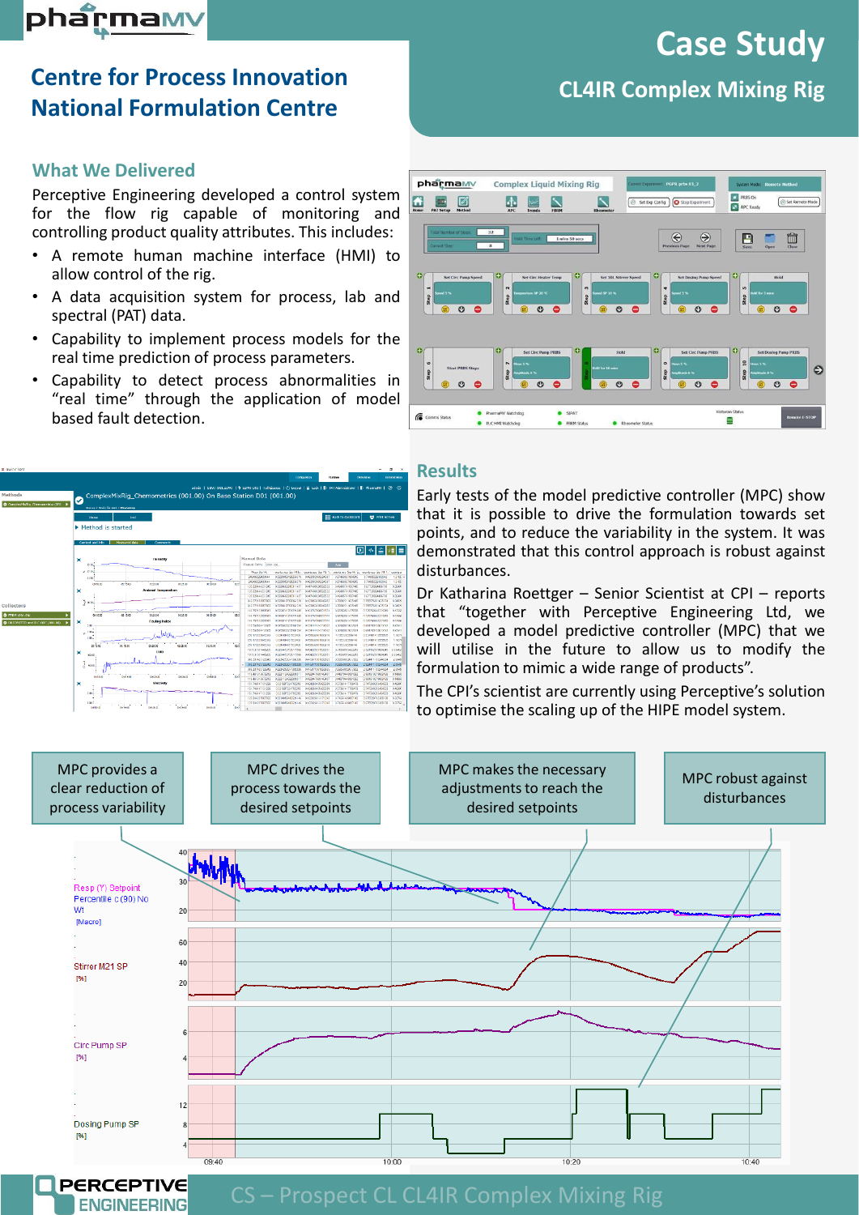# Case Study

## CL4IR Complex Mixing Rig

## Centre for Process Innovation National Formulation Centre

### What We Delivered

Perceptive Engineering developed a control system for the flow rig capable of monitoring and controlling product quality attributes. This includes:

- A remote human machine interface (HMI) to allow control of the rig.
- A data acquisition system for process, lab and spectral (PAT) data.
- Capability to implement process models for the real time prediction of process parameters.
- Capability to detect process abnormalities in "real time" through the application of model based fault detection.

### Results

Early tests of the model predictive controller (MPC) show that it is possible to drive the formulation towards set points, and to reduce the variability in the system. It was demonstrated that this control approach is robust against disturbances.

Dr Katharina Roettger – Senior Scientist at CPI – reports that "together with Perceptive Engineering Ltd, we developed a model predictive controller (MPC) that we will utilise in the future to allow us to modify the formulation to mimic a wide range of products".

The CPI's scientist are currently using Perceptive's solution to optimise the scaling up of the HIPE model system.

MPC provides a clear reduction of process variability

MPC drives the process towards the desired setpoints

MPC makes the necessary adjustments to reach the desired setpoints

MPC robust against disturbances

Resp (Y) Setpoint
Percentile c (90) No
Wt
[Macro]
40
30
20

Stirrer M21 SP
[%]
60
40
20

Circ Pump SP
[%]
6
4

Dosing Pump SP
[%]
12
8
4

09:40
10:00
10:20
10:40

CS – Prospect CL CL4IR Complex Mixing Rig